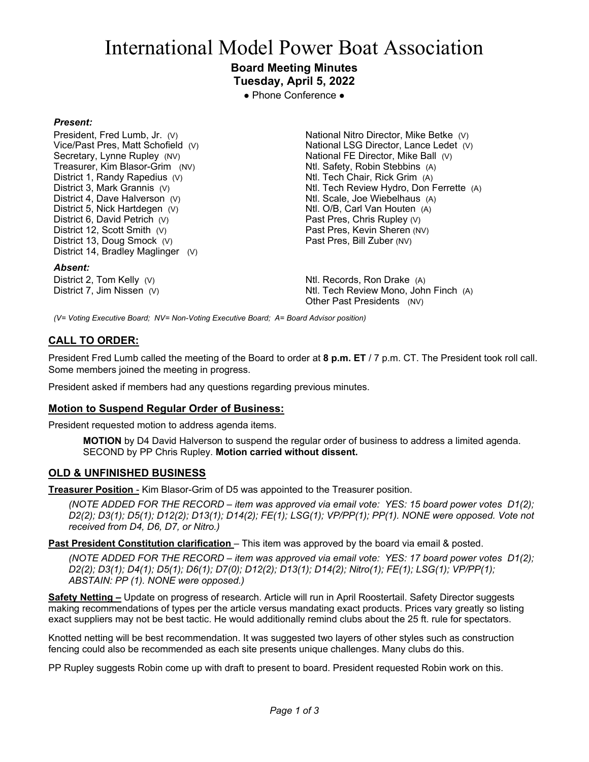# International Model Power Boat Association

**Board Meeting Minutes**
**Tuesday, April 5, 2022**
● Phone Conference ●

***Present:***

President, Fred Lumb, Jr. (V)
Vice/Past Pres, Matt Schofield (V)
Secretary, Lynne Rupley (NV)
Treasurer, Kim Blasor-Grim (NV)
District 1, Randy Rapedius (V)
District 3, Mark Grannis (V)
District 4, Dave Halverson (V)
District 5, Nick Hartdegen (V)
District 6, David Petrich (V)
District 12, Scott Smith (V)
District 13, Doug Smock (V)
District 14, Bradley Maglinger (V)

National Nitro Director, Mike Betke (V)
National LSG Director, Lance Ledet (V)
National FE Director, Mike Ball (V)
Ntl. Safety, Robin Stebbins (A)
Ntl. Tech Chair, Rick Grim (A)
Ntl. Tech Review Hydro, Don Ferrette (A)
Ntl. Scale, Joe Wiebelhaus (A)
Ntl. O/B, Carl Van Houten (A)
Past Pres, Chris Rupley (V)
Past Pres, Kevin Sheren (NV)
Past Pres, Bill Zuber (NV)

***Absent:***

District 2, Tom Kelly (V)
District 7, Jim Nissen (V)

Ntl. Records, Ron Drake (A)
Ntl. Tech Review Mono, John Finch (A)
Other Past Presidents (NV)

*(V= Voting Executive Board; NV= Non-Voting Executive Board; A= Board Advisor position)*

## CALL TO ORDER:

President Fred Lumb called the meeting of the Board to order at **8 p.m. ET** / 7 p.m. CT. The President took roll call. Some members joined the meeting in progress.

President asked if members had any questions regarding previous minutes.

### Motion to Suspend Regular Order of Business:

President requested motion to address agenda items.

> **MOTION** by D4 David Halverson to suspend the regular order of business to address a limited agenda. SECOND by PP Chris Rupley. **Motion carried without dissent.**

## OLD & UNFINISHED BUSINESS

**Treasurer Position** - Kim Blasor-Grim of D5 was appointed to the Treasurer position.

> *(NOTE ADDED FOR THE RECORD – item was approved via email vote: YES: 15 board power votes D1(2); D2(2); D3(1); D5(1); D12(2); D13(1); D14(2); FE(1); LSG(1); VP/PP(1); PP(1). NONE were opposed. Vote not received from D4, D6, D7, or Nitro.)*

**Past President Constitution clarification** – This item was approved by the board via email & posted.

> *(NOTE ADDED FOR THE RECORD – item was approved via email vote: YES: 17 board power votes D1(2); D2(2); D3(1); D4(1); D5(1); D6(1); D7(0); D12(2); D13(1); D14(2); Nitro(1); FE(1); LSG(1); VP/PP(1); ABSTAIN: PP (1). NONE were opposed.)*

**Safety Netting –** Update on progress of research. Article will run in April Roostertail. Safety Director suggests making recommendations of types per the article versus mandating exact products. Prices vary greatly so listing exact suppliers may not be best tactic. He would additionally remind clubs about the 25 ft. rule for spectators.

Knotted netting will be best recommendation. It was suggested two layers of other styles such as construction fencing could also be recommended as each site presents unique challenges. Many clubs do this.

PP Rupley suggests Robin come up with draft to present to board. President requested Robin work on this.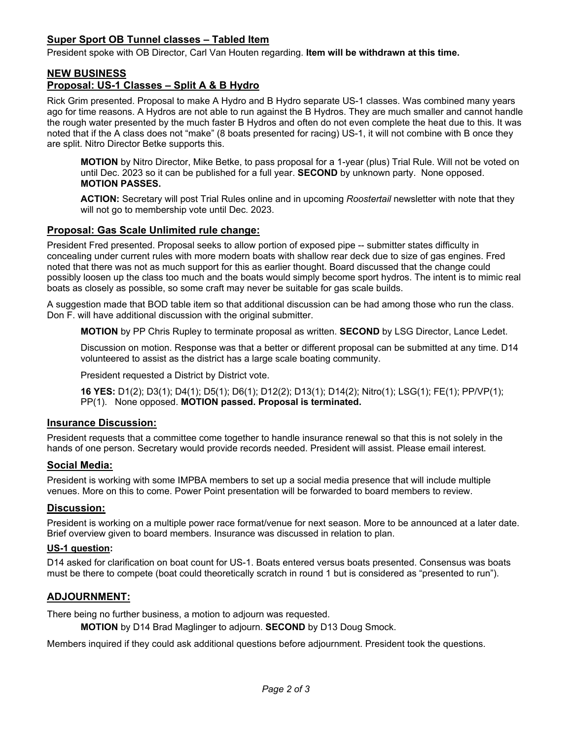## Super Sport OB Tunnel classes – Tabled Item

President spoke with OB Director, Carl Van Houten regarding. **Item will be withdrawn at this time.**

## NEW BUSINESS

## Proposal: US-1 Classes – Split A & B Hydro

Rick Grim presented. Proposal to make A Hydro and B Hydro separate US-1 classes. Was combined many years ago for time reasons. A Hydros are not able to run against the B Hydros. They are much smaller and cannot handle the rough water presented by the much faster B Hydros and often do not even complete the heat due to this. It was noted that if the A class does not "make" (8 boats presented for racing) US-1, it will not combine with B once they are split. Nitro Director Betke supports this.

> **MOTION** by Nitro Director, Mike Betke, to pass proposal for a 1-year (plus) Trial Rule. Will not be voted on until Dec. 2023 so it can be published for a full year. **SECOND** by unknown party. None opposed. **MOTION PASSES.**
>
> **ACTION:** Secretary will post Trial Rules online and in upcoming *Roostertail* newsletter with note that they will not go to membership vote until Dec. 2023.

## Proposal: Gas Scale Unlimited rule change:

President Fred presented. Proposal seeks to allow portion of exposed pipe -- submitter states difficulty in concealing under current rules with more modern boats with shallow rear deck due to size of gas engines. Fred noted that there was not as much support for this as earlier thought. Board discussed that the change could possibly loosen up the class too much and the boats would simply become sport hydros. The intent is to mimic real boats as closely as possible, so some craft may never be suitable for gas scale builds.

A suggestion made that BOD table item so that additional discussion can be had among those who run the class. Don F. will have additional discussion with the original submitter.

> **MOTION** by PP Chris Rupley to terminate proposal as written. **SECOND** by LSG Director, Lance Ledet.
>
> Discussion on motion. Response was that a better or different proposal can be submitted at any time. D14 volunteered to assist as the district has a large scale boating community.
>
> President requested a District by District vote.
>
> **16 YES:** D1(2); D3(1); D4(1); D5(1); D6(1); D12(2); D13(1); D14(2); Nitro(1); LSG(1); FE(1); PP/VP(1); PP(1). None opposed. **MOTION passed. Proposal is terminated.**

## Insurance Discussion:

President requests that a committee come together to handle insurance renewal so that this is not solely in the hands of one person. Secretary would provide records needed. President will assist. Please email interest.

## Social Media:

President is working with some IMPBA members to set up a social media presence that will include multiple venues. More on this to come. Power Point presentation will be forwarded to board members to review.

## Discussion:

President is working on a multiple power race format/venue for next season. More to be announced at a later date. Brief overview given to board members. Insurance was discussed in relation to plan.

### US-1 question:

D14 asked for clarification on boat count for US-1. Boats entered versus boats presented. Consensus was boats must be there to compete (boat could theoretically scratch in round 1 but is considered as "presented to run").

## ADJOURNMENT:

There being no further business, a motion to adjourn was requested.

> **MOTION** by D14 Brad Maglinger to adjourn. **SECOND** by D13 Doug Smock.

Members inquired if they could ask additional questions before adjournment. President took the questions.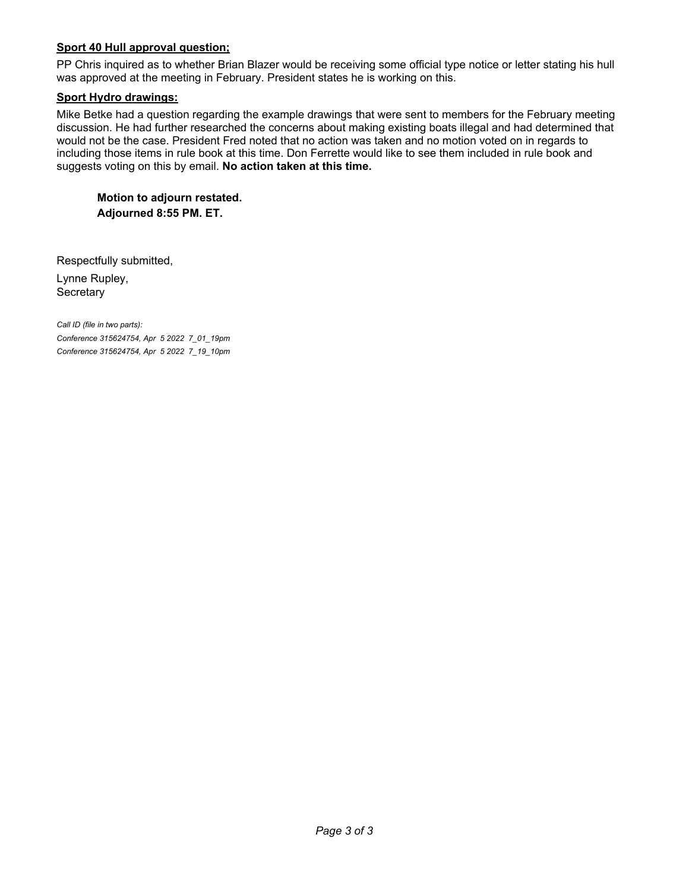**Sport 40 Hull approval question;**

PP Chris inquired as to whether Brian Blazer would be receiving some official type notice or letter stating his hull was approved at the meeting in February. President states he is working on this.

**Sport Hydro drawings:**

Mike Betke had a question regarding the example drawings that were sent to members for the February meeting discussion. He had further researched the concerns about making existing boats illegal and had determined that would not be the case. President Fred noted that no action was taken and no motion voted on in regards to including those items in rule book at this time. Don Ferrette would like to see them included in rule book and suggests voting on this by email. **No action taken at this time.**

**Motion to adjourn restated.**
**Adjourned 8:55 PM. ET.**

Respectfully submitted,

Lynne Rupley,
Secretary

*Call ID (file in two parts):*
*Conference 315624754, Apr 5 2022 7_01_19pm*
*Conference 315624754, Apr 5 2022 7_19_10pm*